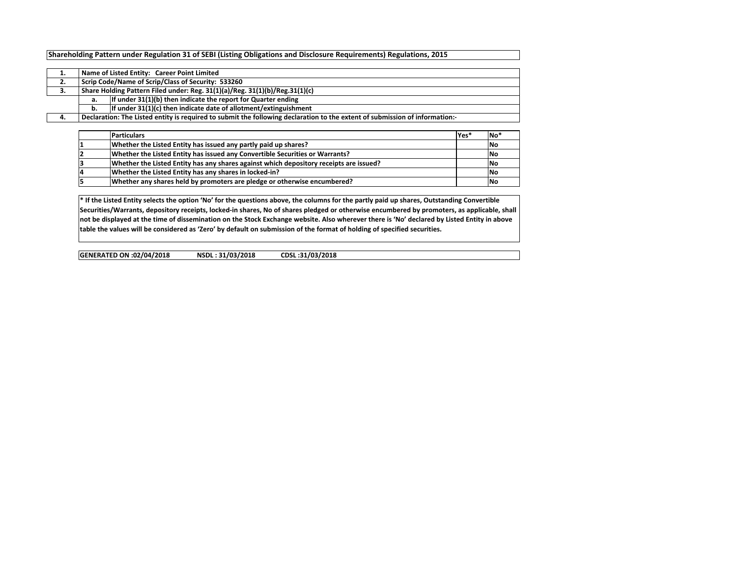**Shareholding Pattern under Regulation 31 of SEBI (Listing Obligations and Disclosure Requirements) Regulations, 2015**

| | | |
|---|---|---|
| **1.** | **Name of Listed Entity: Career Point Limited** | |
| **2.** | **Scrip Code/Name of Scrip/Class of Security: 533260** | |
| **3.** | **Share Holding Pattern Filed under: Reg. 31(1)(a)/Reg. 31(1)(b)/Reg.31(1)(c)** | |
| | **a.** | **If under 31(1)(b) then indicate the report for Quarter ending** |
| | **b.** | **If under 31(1)(c) then indicate date of allotment/extinguishment** |
| **4.** | **Declaration: The Listed entity is required to submit the following declaration to the extent of submission of information:-** | |

| | Particulars | Yes* | No* |
|---|---|---|---|
| 1 | Whether the Listed Entity has issued any partly paid up shares? | | No |
| 2 | Whether the Listed Entity has issued any Convertible Securities or Warrants? | | No |
| 3 | Whether the Listed Entity has any shares against which depository receipts are issued? | | No |
| 4 | Whether the Listed Entity has any shares in locked-in? | | No |
| 5 | Whether any shares held by promoters are pledge or otherwise encumbered? | | No |

**\* If the Listed Entity selects the option 'No' for the questions above, the columns for the partly paid up shares, Outstanding Convertible Securities/Warrants, depository receipts, locked-in shares, No of shares pledged or otherwise encumbered by promoters, as applicable, shall not be displayed at the time of dissemination on the Stock Exchange website. Also wherever there is 'No' declared by Listed Entity in above table the values will be considered as 'Zero' by default on submission of the format of holding of specified securities.**

**GENERATED ON :02/04/2018 NSDL : 31/03/2018 CDSL :31/03/2018**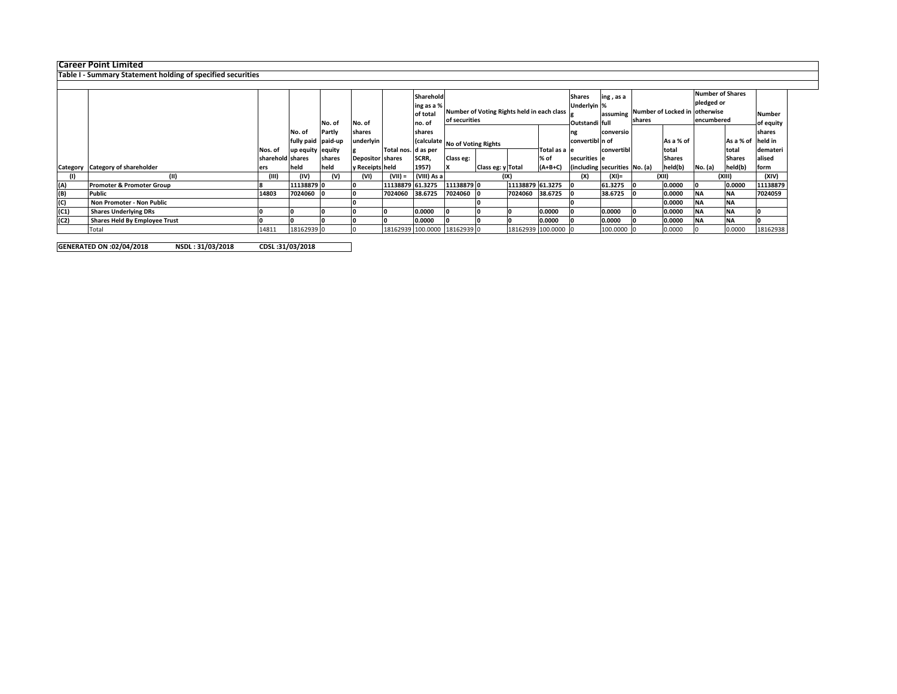## Career Point Limited

### Table I - Summary Statement holding of specified securities

| Category | Category of shareholder | Nos. of shareholders | No. of fully paid up equity shares held | No. of Partly paid-up equity shares held | No. of shares underlying Depository Receipts | Total nos. shares held | Shareholding as a % of total no. of shares (calculated as per SCRR, 1957) | Number of Voting Rights held in each class of securities | | | | Shares Underlying Outstanding convertible securities (including | Shareholding , as a % assuming full conversion of convertible securities | Number of Locked in shares | | Number of Shares pledged or otherwise encumbered | | Number of equity shares held in dematerialised form |
|---|---|---|---|---|---|---|---|---|---|---|---|---|---|---|---|---|---|---|
| | | | | | | | | No of Voting Rights | | | Total as a % of (A+B+C) | | | No. (a) | As a % of total Shares held(b) | No. (a) | As a % of total Shares held(b) | |
| | | | | | | | | Class eg: X | Class eg: y | Total | | | | | | | | |
| (I) | (II) | (III) | (IV) | (V) | (VI) | (VII) = | (VIII) As a | (IX) | | | | (X) | (XI)= | (XII) | | (XIII) | | (XIV) |
| (A) | Promoter & Promoter Group | 8 | 11138879 | 0 | 0 | 11138879 | 61.3275 | 11138879 | 0 | 11138879 | 61.3275 | 0 | 61.3275 | 0 | 0.0000 | 0 | 0.0000 | 11138879 |
| (B) | Public | 14803 | 7024060 | 0 | 0 | 7024060 | 38.6725 | 7024060 | 0 | 7024060 | 38.6725 | 0 | 38.6725 | 0 | 0.0000 | NA | NA | 7024059 |
| (C) | Non Promoter - Non Public | | | | 0 | | | | 0 | | | 0 | | | 0.0000 | NA | NA | |
| (C1) | Shares Underlying DRs | 0 | 0 | 0 | 0 | 0 | 0.0000 | 0 | 0 | 0 | 0.0000 | 0 | 0.0000 | 0 | 0.0000 | NA | NA | 0 |
| (C2) | Shares Held By Employee Trust | 0 | 0 | 0 | 0 | 0 | 0.0000 | 0 | 0 | 0 | 0.0000 | 0 | 0.0000 | 0 | 0.0000 | NA | NA | 0 |
| | Total | 14811 | 18162939 | 0 | 0 | 18162939 | 100.0000 | 18162939 | 0 | 18162939 | 100.0000 | 0 | 100.0000 | 0 | 0.0000 | 0 | 0.0000 | 18162938 |

**GENERATED ON :02/04/2018 NSDL : 31/03/2018 CDSL :31/03/2018**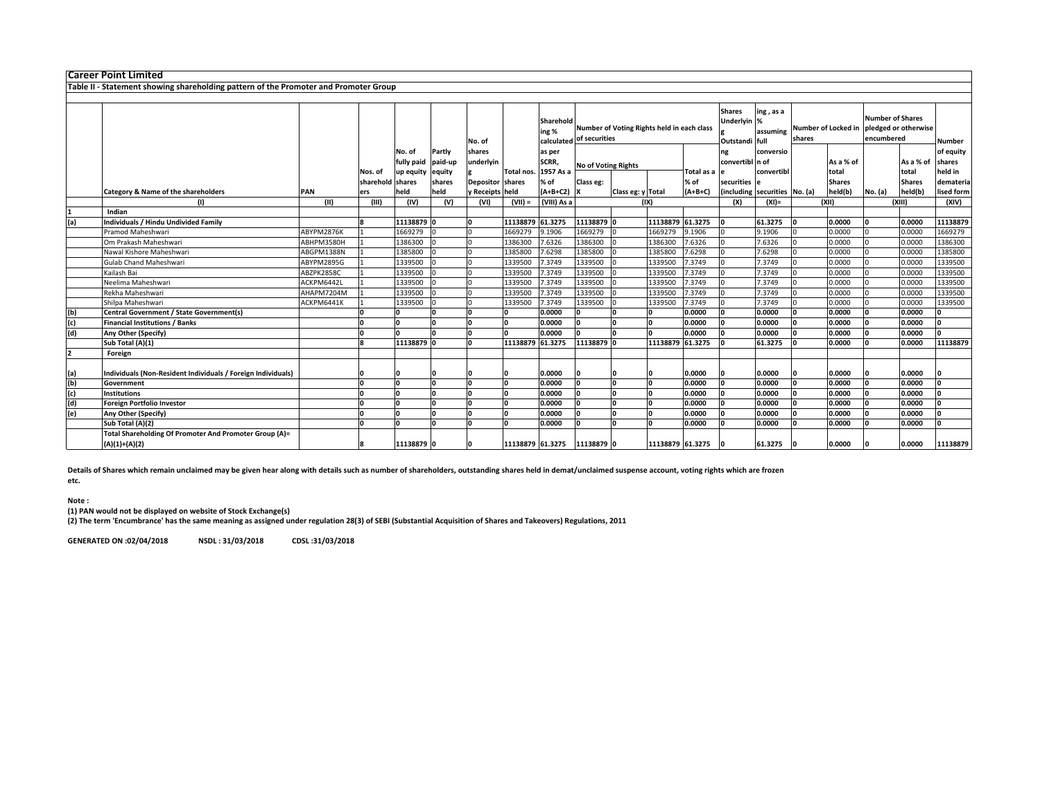## Career Point Limited

### Table II - Statement showing shareholding pattern of the Promoter and Promoter Group

| | Category & Name of the shareholders | PAN | Nos. of shareholders | No. of fully paid up equity shares held | Partly paid-up equity shares held | No. of shares underlying Depository Receipts | Total nos. shares held | Shareholding % calculated as per SCRR, 1957 As a % of (A+B+C2) | Number of Voting Rights held in each class of securities | | | | Shares Underlying Outstanding convertible securities (including | Shareholding , as a % assuming full conversion of convertible securities | Number of Locked in shares | | Number of Shares pledged or otherwise encumbered | | Number of equity shares held in dematerialised form |
|---|---|---|---|---|---|---|---|---|---|---|---|---|---|---|---|---|---|---|---|
| | | | | | | | | | No of Voting Rights | | | Total as a % of (A+B+C) | | | No. (a) | As a % of total Shares held(b) | No. (a) | As a % of total Shares held(b) | |
| | | | | | | | | | Class eg: X | Class eg: y | Total | | | | | | | | |
| | (I) | (II) | (III) | (IV) | (V) | (VI) | (VII) = | (VIII) As a | (IX) | | | | (X) | (XI)= | (XII) | | (XIII) | | (XIV) |
| **1** | **Indian** | | | | | | | | | | | | | | | | | | |
| **(a)** | **Individuals / Hindu Undivided Family** | | **8** | **11138879** | **0** | **0** | **11138879** | **61.3275** | **11138879** | **0** | **11138879** | **61.3275** | **0** | **61.3275** | **0** | **0.0000** | **0** | **0.0000** | **11138879** |
| | Pramod Maheshwari | ABYPM2876K | 1 | 1669279 | 0 | 0 | 1669279 | 9.1906 | 1669279 | 0 | 1669279 | 9.1906 | 0 | 9.1906 | 0 | 0.0000 | 0 | 0.0000 | 1669279 |
| | Om Prakash Maheshwari | ABHPM3580H | 1 | 1386300 | 0 | 0 | 1386300 | 7.6326 | 1386300 | 0 | 1386300 | 7.6326 | 0 | 7.6326 | 0 | 0.0000 | 0 | 0.0000 | 1386300 |
| | Nawal Kishore Maheshwari | ABGPM1388N | 1 | 1385800 | 0 | 0 | 1385800 | 7.6298 | 1385800 | 0 | 1385800 | 7.6298 | 0 | 7.6298 | 0 | 0.0000 | 0 | 0.0000 | 1385800 |
| | Gulab Chand Maheshwari | ABYPM2895G | 1 | 1339500 | 0 | 0 | 1339500 | 7.3749 | 1339500 | 0 | 1339500 | 7.3749 | 0 | 7.3749 | 0 | 0.0000 | 0 | 0.0000 | 1339500 |
| | Kailash Bai | ABZPK2858C | 1 | 1339500 | 0 | 0 | 1339500 | 7.3749 | 1339500 | 0 | 1339500 | 7.3749 | 0 | 7.3749 | 0 | 0.0000 | 0 | 0.0000 | 1339500 |
| | Neelima Maheshwari | ACKPM6442L | 1 | 1339500 | 0 | 0 | 1339500 | 7.3749 | 1339500 | 0 | 1339500 | 7.3749 | 0 | 7.3749 | 0 | 0.0000 | 0 | 0.0000 | 1339500 |
| | Rekha Maheshwari | AHAPM7204M | 1 | 1339500 | 0 | 0 | 1339500 | 7.3749 | 1339500 | 0 | 1339500 | 7.3749 | 0 | 7.3749 | 0 | 0.0000 | 0 | 0.0000 | 1339500 |
| | Shilpa Maheshwari | ACKPM6441K | 1 | 1339500 | 0 | 0 | 1339500 | 7.3749 | 1339500 | 0 | 1339500 | 7.3749 | 0 | 7.3749 | 0 | 0.0000 | 0 | 0.0000 | 1339500 |
| **(b)** | **Central Government / State Government(s)** | | **0** | **0** | **0** | **0** | **0** | **0.0000** | **0** | **0** | **0** | **0.0000** | **0** | **0.0000** | **0** | **0.0000** | **0** | **0.0000** | **0** |
| **(c)** | **Financial Institutions / Banks** | | **0** | **0** | **0** | **0** | **0** | **0.0000** | **0** | **0** | **0** | **0.0000** | **0** | **0.0000** | **0** | **0.0000** | **0** | **0.0000** | **0** |
| **(d)** | **Any Other (Specify)** | | **0** | **0** | **0** | **0** | **0** | **0.0000** | **0** | **0** | **0** | **0.0000** | **0** | **0.0000** | **0** | **0.0000** | **0** | **0.0000** | **0** |
| | **Sub Total (A)(1)** | | **8** | **11138879** | **0** | **0** | **11138879** | **61.3275** | **11138879** | **0** | **11138879** | **61.3275** | **0** | **61.3275** | **0** | **0.0000** | **0** | **0.0000** | **11138879** |
| **2** | **Foreign** | | | | | | | | | | | | | | | | | | |
| **(a)** | **Individuals (Non-Resident Individuals / Foreign Individuals)** | | **0** | **0** | **0** | **0** | **0** | **0.0000** | **0** | **0** | **0** | **0.0000** | **0** | **0.0000** | **0** | **0.0000** | **0** | **0.0000** | **0** |
| **(b)** | **Government** | | **0** | **0** | **0** | **0** | **0** | **0.0000** | **0** | **0** | **0** | **0.0000** | **0** | **0.0000** | **0** | **0.0000** | **0** | **0.0000** | **0** |
| **(c)** | **Institutions** | | **0** | **0** | **0** | **0** | **0** | **0.0000** | **0** | **0** | **0** | **0.0000** | **0** | **0.0000** | **0** | **0.0000** | **0** | **0.0000** | **0** |
| **(d)** | **Foreign Portfolio Investor** | | **0** | **0** | **0** | **0** | **0** | **0.0000** | **0** | **0** | **0** | **0.0000** | **0** | **0.0000** | **0** | **0.0000** | **0** | **0.0000** | **0** |
| **(e)** | **Any Other (Specify)** | | **0** | **0** | **0** | **0** | **0** | **0.0000** | **0** | **0** | **0** | **0.0000** | **0** | **0.0000** | **0** | **0.0000** | **0** | **0.0000** | **0** |
| | **Sub Total (A)(2)** | | **0** | **0** | **0** | **0** | **0** | **0.0000** | **0** | **0** | **0** | **0.0000** | **0** | **0.0000** | **0** | **0.0000** | **0** | **0.0000** | **0** |
| | **Total Shareholding Of Promoter And Promoter Group (A)= (A)(1)+(A)(2)** | | **8** | **11138879** | **0** | **0** | **11138879** | **61.3275** | **11138879** | **0** | **11138879** | **61.3275** | **0** | **61.3275** | **0** | **0.0000** | **0** | **0.0000** | **11138879** |

**Details of Shares which remain unclaimed may be given hear along with details such as number of shareholders, outstanding shares held in demat/unclaimed suspense account, voting rights which are frozen etc.**

**Note :**

**(1) PAN would not be displayed on website of Stock Exchange(s)**

**(2) The term 'Encumbrance' has the same meaning as assigned under regulation 28(3) of SEBI (Substantial Acquisition of Shares and Takeovers) Regulations, 2011**

**GENERATED ON :02/04/2018 NSDL : 31/03/2018 CDSL :31/03/2018**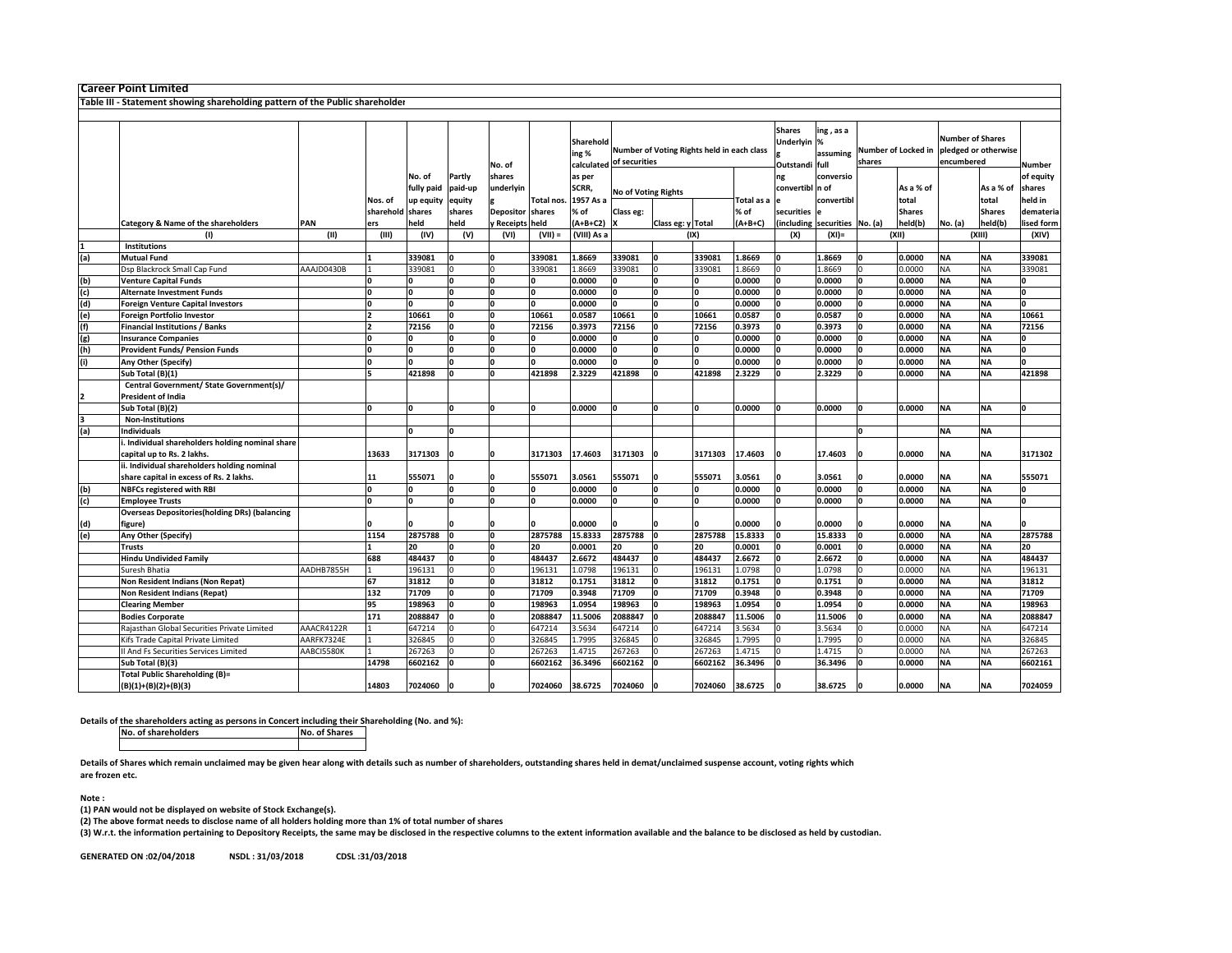**Career Point Limited**

**Table III - Statement showing shareholding pattern of the Public shareholder**

| | Category & Name of the shareholders | PAN | Nos. of shareholders | No. of fully paid up equity shares held | Partly paid-up equity shares held | No. of shares underlying Depository Receipts | Total nos. shares held | Shareholding % calculated as per SCRR, 1957 As a % of (A+B+C2) | Number of Voting Rights held in each class of securities | | | | Shares Underlying Outstanding convertible securities (including | Shareholding , as a % assuming full conversion of convertible securities | Number of Locked in shares | | Number of Shares pledged or otherwise encumbered | | Number of equity shares held in dematerialised form |
|---|---|---|---|---|---|---|---|---|---|---|---|---|---|---|---|---|---|---|---|
| | | | | | | | | | No of Voting Rights | | | Total as a % of (A+B+C) | | | No. (a) | As a % of total Shares held(b) | No. (a) | As a % of total Shares held(b) | |
| | | | | | | | | | Class eg: X | Class eg: y | Total | | | | | | | | |
| | (I) | (II) | (III) | (IV) | (V) | (VI) | (VII) = | (VIII) As a | (IX) | | | | (X) | (XI)= | (XII) | | (XIII) | | (XIV) |
| 1 | **Institutions** | | | | | | | | | | | | | | | | | | |
| (a) | **Mutual Fund** | | 1 | 339081 | 0 | 0 | 339081 | 1.8669 | 339081 | 0 | 339081 | 1.8669 | 0 | 1.8669 | 0 | 0.0000 | NA | NA | 339081 |
| | Dsp Blackrock Small Cap Fund | AAAJD0430B | 1 | 339081 | 0 | 0 | 339081 | 1.8669 | 339081 | 0 | 339081 | 1.8669 | 0 | 1.8669 | 0 | 0.0000 | NA | NA | 339081 |
| (b) | **Venture Capital Funds** | | 0 | 0 | 0 | 0 | 0 | 0.0000 | 0 | 0 | 0 | 0.0000 | 0 | 0.0000 | 0 | 0.0000 | NA | NA | 0 |
| (c) | **Alternate Investment Funds** | | 0 | 0 | 0 | 0 | 0 | 0.0000 | 0 | 0 | 0 | 0.0000 | 0 | 0.0000 | 0 | 0.0000 | NA | NA | 0 |
| (d) | **Foreign Venture Capital Investors** | | 0 | 0 | 0 | 0 | 0 | 0.0000 | 0 | 0 | 0 | 0.0000 | 0 | 0.0000 | 0 | 0.0000 | NA | NA | 0 |
| (e) | **Foreign Portfolio Investor** | | 2 | 10661 | 0 | 0 | 10661 | 0.0587 | 10661 | 0 | 10661 | 0.0587 | 0 | 0.0587 | 0 | 0.0000 | NA | NA | 10661 |
| (f) | **Financial Institutions / Banks** | | 2 | 72156 | 0 | 0 | 72156 | 0.3973 | 72156 | 0 | 72156 | 0.3973 | 0 | 0.3973 | 0 | 0.0000 | NA | NA | 72156 |
| (g) | **Insurance Companies** | | 0 | 0 | 0 | 0 | 0 | 0.0000 | 0 | 0 | 0 | 0.0000 | 0 | 0.0000 | 0 | 0.0000 | NA | NA | 0 |
| (h) | **Provident Funds/ Pension Funds** | | 0 | 0 | 0 | 0 | 0 | 0.0000 | 0 | 0 | 0 | 0.0000 | 0 | 0.0000 | 0 | 0.0000 | NA | NA | 0 |
| (i) | **Any Other (Specify)** | | 0 | 0 | 0 | 0 | 0 | 0.0000 | 0 | 0 | 0 | 0.0000 | 0 | 0.0000 | 0 | 0.0000 | NA | NA | 0 |
| | **Sub Total (B)(1)** | | 5 | 421898 | 0 | 0 | 421898 | 2.3229 | 421898 | 0 | 421898 | 2.3229 | 0 | 2.3229 | 0 | 0.0000 | NA | NA | 421898 |
| 2 | **Central Government/ State Government(s)/ President of India** | | | | | | | | | | | | | | | | | | |
| | **Sub Total (B)(2)** | | 0 | 0 | 0 | 0 | 0 | 0.0000 | 0 | 0 | 0 | 0.0000 | 0 | 0.0000 | 0 | 0.0000 | NA | NA | 0 |
| 3 | **Non-Institutions** | | | | | | | | | | | | | | | | | | |
| (a) | **Individuals** | | | 0 | 0 | | | | | | | | | | 0 | | NA | NA | |
| | i. Individual shareholders holding nominal share capital up to Rs. 2 lakhs. | | 13633 | 3171303 | 0 | 0 | 3171303 | 17.4603 | 3171303 | 0 | 3171303 | 17.4603 | 0 | 17.4603 | 0 | 0.0000 | NA | NA | 3171302 |
| | ii. Individual shareholders holding nominal share capital in excess of Rs. 2 lakhs. | | 11 | 555071 | 0 | 0 | 555071 | 3.0561 | 555071 | 0 | 555071 | 3.0561 | 0 | 3.0561 | 0 | 0.0000 | NA | NA | 555071 |
| (b) | **NBFCs registered with RBI** | | 0 | 0 | 0 | 0 | 0 | 0.0000 | 0 | 0 | 0 | 0.0000 | 0 | 0.0000 | 0 | 0.0000 | NA | NA | 0 |
| (c) | **Employee Trusts** | | 0 | 0 | 0 | 0 | 0 | 0.0000 | 0 | 0 | 0 | 0.0000 | 0 | 0.0000 | 0 | 0.0000 | NA | NA | 0 |
| (d) | **Overseas Depositories(holding DRs) (balancing figure)** | | 0 | 0 | 0 | 0 | 0 | 0.0000 | 0 | 0 | 0 | 0.0000 | 0 | 0.0000 | 0 | 0.0000 | NA | NA | 0 |
| (e) | **Any Other (Specify)** | | 1154 | 2875788 | 0 | 0 | 2875788 | 15.8333 | 2875788 | 0 | 2875788 | 15.8333 | 0 | 15.8333 | 0 | 0.0000 | NA | NA | 2875788 |
| | **Trusts** | | 1 | 20 | 0 | 0 | 20 | 0.0001 | 20 | 0 | 20 | 0.0001 | 0 | 0.0001 | 0 | 0.0000 | NA | NA | 20 |
| | **Hindu Undivided Family** | | 688 | 484437 | 0 | 0 | 484437 | 2.6672 | 484437 | 0 | 484437 | 2.6672 | 0 | 2.6672 | 0 | 0.0000 | NA | NA | 484437 |
| | Suresh Bhatia | AADHB7855H | 1 | 196131 | 0 | 0 | 196131 | 1.0798 | 196131 | 0 | 196131 | 1.0798 | 0 | 1.0798 | 0 | 0.0000 | NA | NA | 196131 |
| | **Non Resident Indians (Non Repat)** | | 67 | 31812 | 0 | 0 | 31812 | 0.1751 | 31812 | 0 | 31812 | 0.1751 | 0 | 0.1751 | 0 | 0.0000 | NA | NA | 31812 |
| | **Non Resident Indians (Repat)** | | 132 | 71709 | 0 | 0 | 71709 | 0.3948 | 71709 | 0 | 71709 | 0.3948 | 0 | 0.3948 | 0 | 0.0000 | NA | NA | 71709 |
| | **Clearing Member** | | 95 | 198963 | 0 | 0 | 198963 | 1.0954 | 198963 | 0 | 198963 | 1.0954 | 0 | 1.0954 | 0 | 0.0000 | NA | NA | 198963 |
| | **Bodies Corporate** | | 171 | 2088847 | 0 | 0 | 2088847 | 11.5006 | 2088847 | 0 | 2088847 | 11.5006 | 0 | 11.5006 | 0 | 0.0000 | NA | NA | 2088847 |
| | Rajasthan Global Securities Private Limited | AAACR4122R | 1 | 647214 | 0 | 0 | 647214 | 3.5634 | 647214 | 0 | 647214 | 3.5634 | 0 | 3.5634 | 0 | 0.0000 | NA | NA | 647214 |
| | Kifs Trade Capital Private Limited | AARFK7324E | 1 | 326845 | 0 | 0 | 326845 | 1.7995 | 326845 | 0 | 326845 | 1.7995 | 0 | 1.7995 | 0 | 0.0000 | NA | NA | 326845 |
| | Il And Fs Securities Services Limited | AABCI5580K | 1 | 267263 | 0 | 0 | 267263 | 1.4715 | 267263 | 0 | 267263 | 1.4715 | 0 | 1.4715 | 0 | 0.0000 | NA | NA | 267263 |
| | **Sub Total (B)(3)** | | 14798 | 6602162 | 0 | 0 | 6602162 | 36.3496 | 6602162 | 0 | 6602162 | 36.3496 | 0 | 36.3496 | 0 | 0.0000 | NA | NA | 6602161 |
| | **Total Public Shareholding (B)= (B)(1)+(B)(2)+(B)(3)** | | 14803 | 7024060 | 0 | 0 | 7024060 | 38.6725 | 7024060 | 0 | 7024060 | 38.6725 | 0 | 38.6725 | 0 | 0.0000 | NA | NA | 7024059 |

**Details of the shareholders acting as persons in Concert including their Shareholding (No. and %):**

| No. of shareholders | No. of Shares |
|---|---|
| | |

**Details of Shares which remain unclaimed may be given hear along with details such as number of shareholders, outstanding shares held in demat/unclaimed suspense account, voting rights which are frozen etc.**

**Note :**

**(1) PAN would not be displayed on website of Stock Exchange(s).**

**(2) The above format needs to disclose name of all holders holding more than 1% of total number of shares**

**(3) W.r.t. the information pertaining to Depository Receipts, the same may be disclosed in the respective columns to the extent information available and the balance to be disclosed as held by custodian.**

**GENERATED ON :02/04/2018 NSDL : 31/03/2018 CDSL :31/03/2018**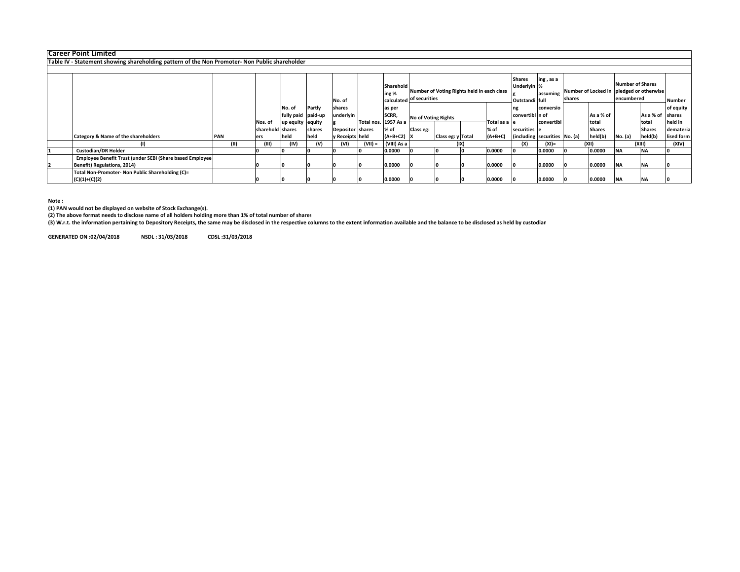## Career Point Limited

### Table IV - Statement showing shareholding pattern of the Non Promoter- Non Public shareholder

| | Category & Name of the shareholders | PAN | Nos. of shareholders | No. of fully paid up equity shares held | Partly paid-up equity shares held | No. of shares underlying Depository Receipts | Total nos. shares held | Shareholding % calculated as per SCRR, 1957 As a % of (A+B+C2) | Number of Voting Rights held in each class of securities | | | | Shares Underlying Outstanding convertible securities (including | ing , as a % assuming full conversion of convertible securities | Number of Locked in shares | | Number of Shares pledged or otherwise encumbered | | Number of equity shares held in dematerialised form |
|---|---|---|---|---|---|---|---|---|---|---|---|---|---|---|---|---|---|---|---|
| | | | | | | | | | No of Voting Rights | | | Total as a % of (A+B+C) | | | No. (a) | As a % of total Shares held(b) | No. (a) | As a % of total Shares held(b) | |
| | | | | | | | | | Class eg: X | Class eg: y | Total | | | | | | | | |
| | (I) | (II) | (III) | (IV) | (V) | (VI) | (VII) = | (VIII) As a | (IX) | | | | (X) | (XI)= | (XII) | | (XIII) | | (XIV) |
| 1 | Custodian/DR Holder | | 0 | 0 | 0 | 0 | 0 | 0.0000 | 0 | 0 | 0 | 0.0000 | 0 | 0.0000 | 0 | 0.0000 | NA | NA | 0 |
| 2 | Employee Benefit Trust (under SEBI (Share based Employee Benefit) Regulations, 2014) | | 0 | 0 | 0 | 0 | 0 | 0.0000 | 0 | 0 | 0 | 0.0000 | 0 | 0.0000 | 0 | 0.0000 | NA | NA | 0 |
| | Total Non-Promoter- Non Public Shareholding (C)= (C)(1)+(C)(2) | | 0 | 0 | 0 | 0 | 0 | 0.0000 | 0 | 0 | 0 | 0.0000 | 0 | 0.0000 | 0 | 0.0000 | NA | NA | 0 |

**Note :**

**(1) PAN would not be displayed on website of Stock Exchange(s).**

**(2) The above format needs to disclose name of all holders holding more than 1% of total number of shares**

**(3) W.r.t. the information pertaining to Depository Receipts, the same may be disclosed in the respective columns to the extent information available and the balance to be disclosed as held by custodian**

**GENERATED ON :02/04/2018 NSDL : 31/03/2018 CDSL :31/03/2018**